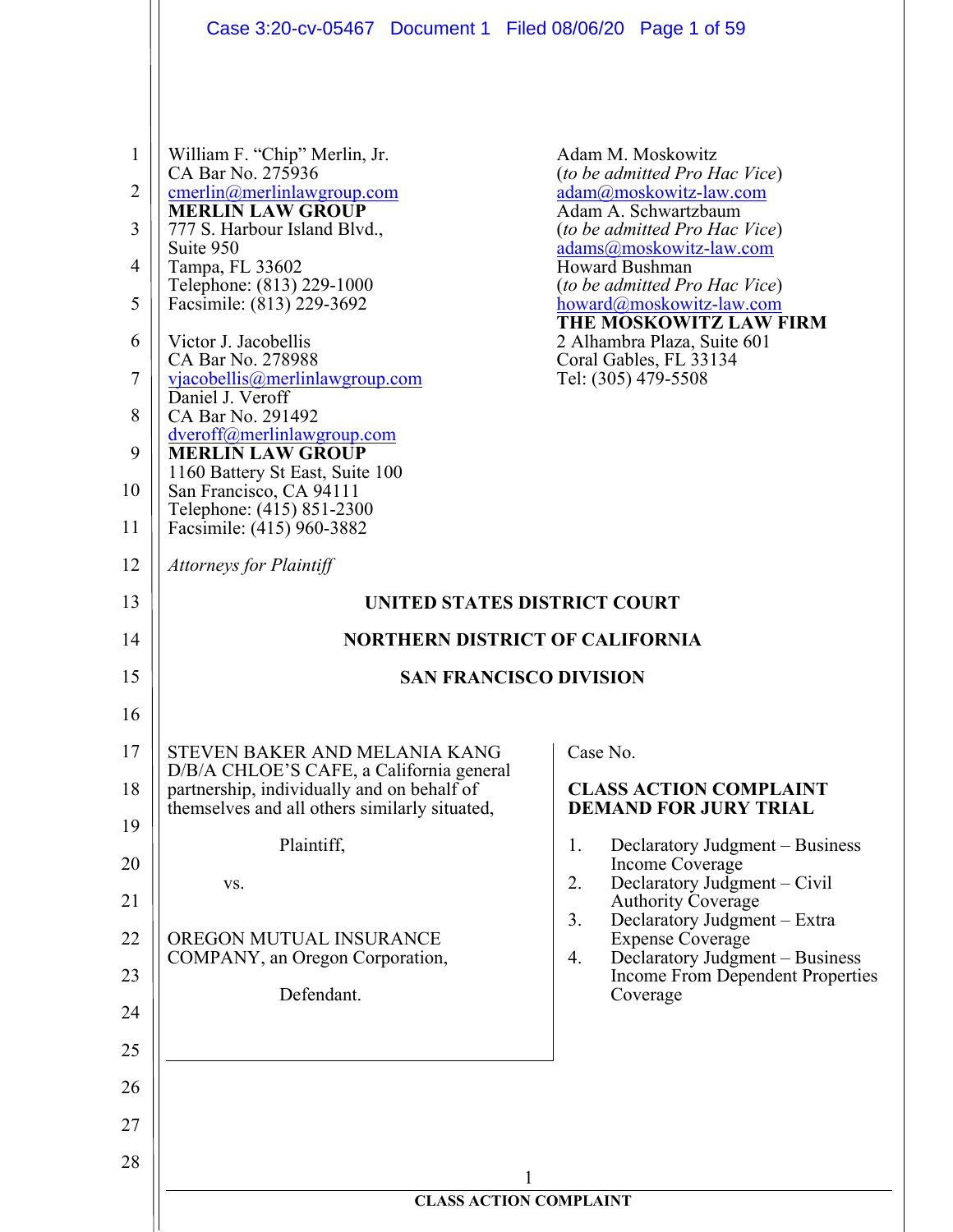William F. "Chip" Merlin, Jr.
CA Bar No. 275936
cmerlin@merlinlawgroup.com
**MERLIN LAW GROUP**
777 S. Harbour Island Blvd.,
Suite 950
Tampa, FL 33602
Telephone: (813) 229-1000
Facsimile: (813) 229-3692

Victor J. Jacobellis
CA Bar No. 278988
vjacobellis@merlinlawgroup.com
Daniel J. Veroff
CA Bar No. 291492
dveroff@merlinlawgroup.com
**MERLIN LAW GROUP**
1160 Battery St East, Suite 100
San Francisco, CA 94111
Telephone: (415) 851-2300
Facsimile: (415) 960-3882

Adam M. Moskowitz
(*to be admitted Pro Hac Vice*)
adam@moskowitz-law.com
Adam A. Schwartzbaum
(*to be admitted Pro Hac Vice*)
adams@moskowitz-law.com
Howard Bushman
(*to be admitted Pro Hac Vice*)
howard@moskowitz-law.com
**THE MOSKOWITZ LAW FIRM**
2 Alhambra Plaza, Suite 601
Coral Gables, FL 33134
Tel: (305) 479-5508

*Attorneys for Plaintiff*

**UNITED STATES DISTRICT COURT**

**NORTHERN DISTRICT OF CALIFORNIA**

**SAN FRANCISCO DIVISION**

STEVEN BAKER AND MELANIA KANG D/B/A CHLOE'S CAFE, a California general partnership, individually and on behalf of themselves and all others similarly situated,

Plaintiff,

vs.

OREGON MUTUAL INSURANCE COMPANY, an Oregon Corporation,

Defendant.

Case No.

**CLASS ACTION COMPLAINT**
**DEMAND FOR JURY TRIAL**

1. Declaratory Judgment – Business Income Coverage
2. Declaratory Judgment – Civil Authority Coverage
3. Declaratory Judgment – Extra Expense Coverage
4. Declaratory Judgment – Business Income From Dependent Properties Coverage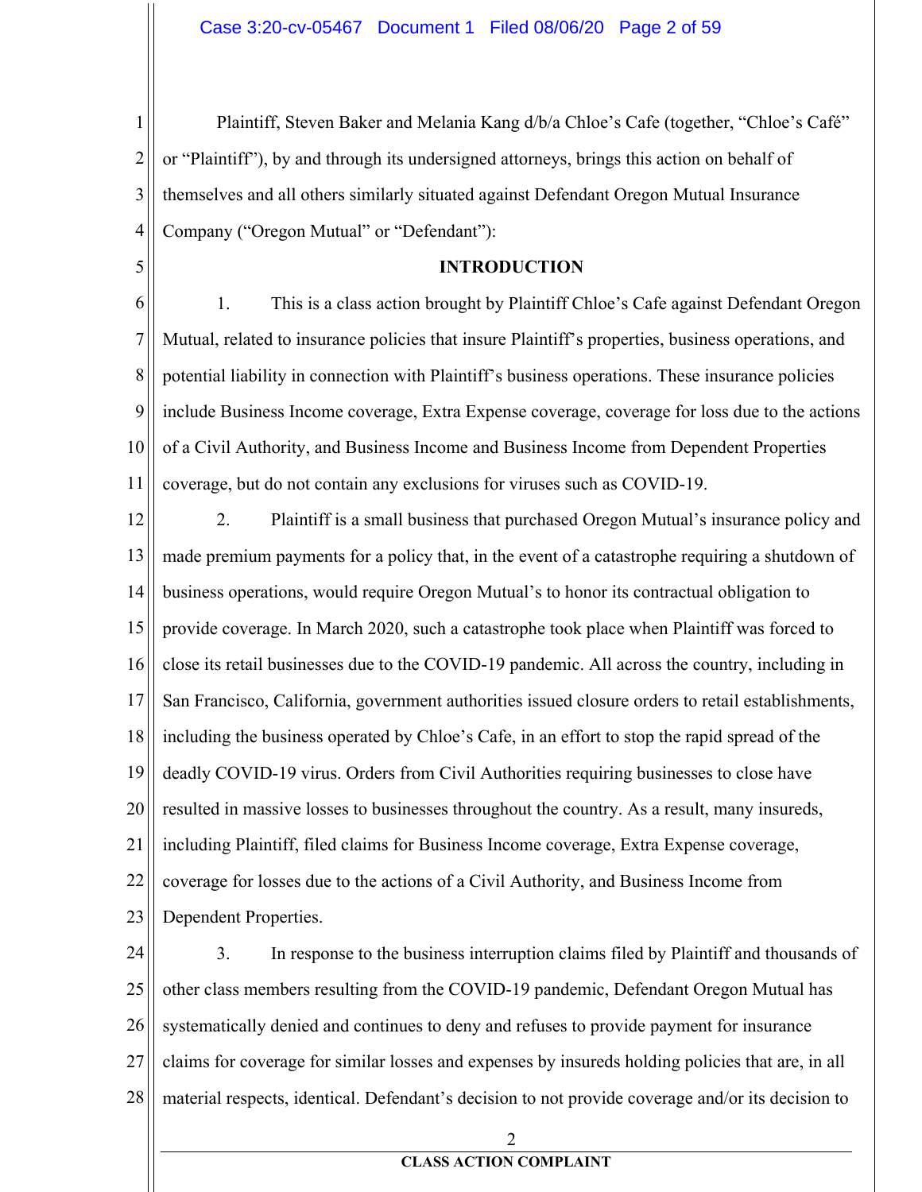Plaintiff, Steven Baker and Melania Kang d/b/a Chloe's Cafe (together, "Chloe's Café" or "Plaintiff"), by and through its undersigned attorneys, brings this action on behalf of themselves and all others similarly situated against Defendant Oregon Mutual Insurance Company ("Oregon Mutual" or "Defendant"):

## INTRODUCTION

1. This is a class action brought by Plaintiff Chloe's Cafe against Defendant Oregon Mutual, related to insurance policies that insure Plaintiff's properties, business operations, and potential liability in connection with Plaintiff's business operations. These insurance policies include Business Income coverage, Extra Expense coverage, coverage for loss due to the actions of a Civil Authority, and Business Income and Business Income from Dependent Properties coverage, but do not contain any exclusions for viruses such as COVID-19.

2. Plaintiff is a small business that purchased Oregon Mutual's insurance policy and made premium payments for a policy that, in the event of a catastrophe requiring a shutdown of business operations, would require Oregon Mutual's to honor its contractual obligation to provide coverage. In March 2020, such a catastrophe took place when Plaintiff was forced to close its retail businesses due to the COVID-19 pandemic. All across the country, including in San Francisco, California, government authorities issued closure orders to retail establishments, including the business operated by Chloe's Cafe, in an effort to stop the rapid spread of the deadly COVID-19 virus. Orders from Civil Authorities requiring businesses to close have resulted in massive losses to businesses throughout the country. As a result, many insureds, including Plaintiff, filed claims for Business Income coverage, Extra Expense coverage, coverage for losses due to the actions of a Civil Authority, and Business Income from Dependent Properties.

3. In response to the business interruption claims filed by Plaintiff and thousands of other class members resulting from the COVID-19 pandemic, Defendant Oregon Mutual has systematically denied and continues to deny and refuses to provide payment for insurance claims for coverage for similar losses and expenses by insureds holding policies that are, in all material respects, identical. Defendant's decision to not provide coverage and/or its decision to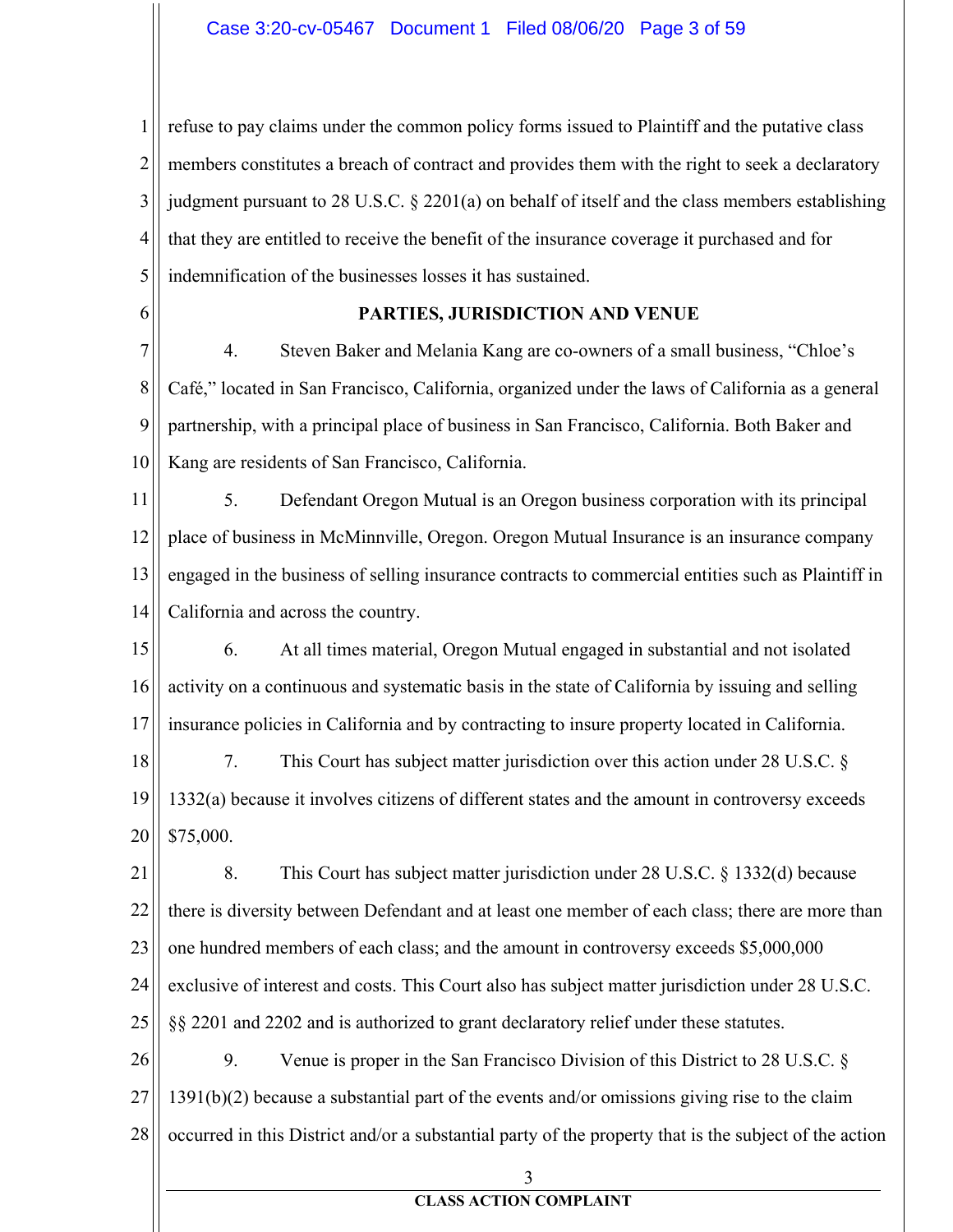refuse to pay claims under the common policy forms issued to Plaintiff and the putative class members constitutes a breach of contract and provides them with the right to seek a declaratory judgment pursuant to 28 U.S.C. § 2201(a) on behalf of itself and the class members establishing that they are entitled to receive the benefit of the insurance coverage it purchased and for indemnification of the businesses losses it has sustained.

**PARTIES, JURISDICTION AND VENUE**

4. Steven Baker and Melania Kang are co-owners of a small business, "Chloe's Café," located in San Francisco, California, organized under the laws of California as a general partnership, with a principal place of business in San Francisco, California. Both Baker and Kang are residents of San Francisco, California.

5. Defendant Oregon Mutual is an Oregon business corporation with its principal place of business in McMinnville, Oregon. Oregon Mutual Insurance is an insurance company engaged in the business of selling insurance contracts to commercial entities such as Plaintiff in California and across the country.

6. At all times material, Oregon Mutual engaged in substantial and not isolated activity on a continuous and systematic basis in the state of California by issuing and selling insurance policies in California and by contracting to insure property located in California.

7. This Court has subject matter jurisdiction over this action under 28 U.S.C. § 1332(a) because it involves citizens of different states and the amount in controversy exceeds $75,000.

8. This Court has subject matter jurisdiction under 28 U.S.C. § 1332(d) because there is diversity between Defendant and at least one member of each class; there are more than one hundred members of each class; and the amount in controversy exceeds $5,000,000 exclusive of interest and costs. This Court also has subject matter jurisdiction under 28 U.S.C. §§ 2201 and 2202 and is authorized to grant declaratory relief under these statutes.

9. Venue is proper in the San Francisco Division of this District to 28 U.S.C. § 1391(b)(2) because a substantial part of the events and/or omissions giving rise to the claim occurred in this District and/or a substantial party of the property that is the subject of the action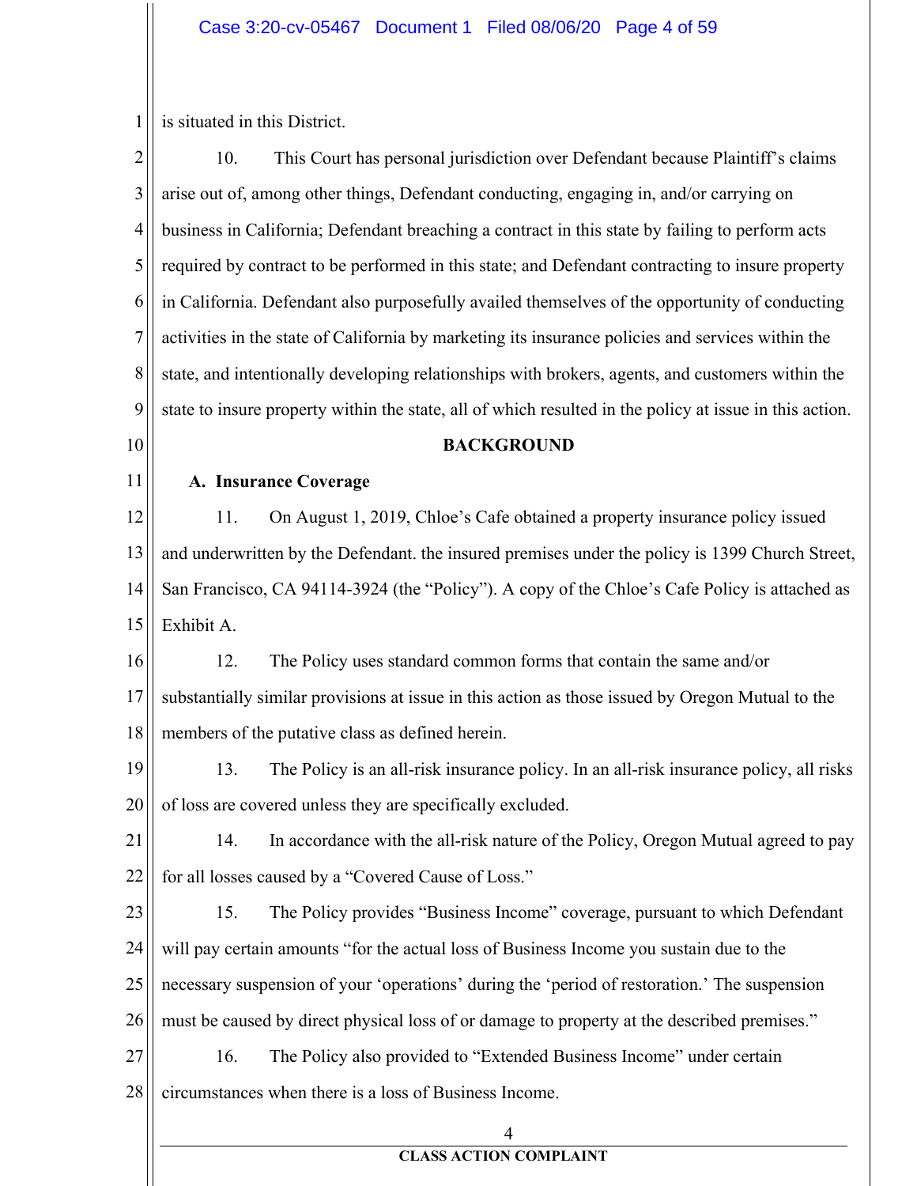is situated in this District.

10. This Court has personal jurisdiction over Defendant because Plaintiff's claims arise out of, among other things, Defendant conducting, engaging in, and/or carrying on business in California; Defendant breaching a contract in this state by failing to perform acts required by contract to be performed in this state; and Defendant contracting to insure property in California. Defendant also purposefully availed themselves of the opportunity of conducting activities in the state of California by marketing its insurance policies and services within the state, and intentionally developing relationships with brokers, agents, and customers within the state to insure property within the state, all of which resulted in the policy at issue in this action.

## BACKGROUND

### A. Insurance Coverage

11. On August 1, 2019, Chloe's Cafe obtained a property insurance policy issued and underwritten by the Defendant. the insured premises under the policy is 1399 Church Street, San Francisco, CA 94114-3924 (the "Policy"). A copy of the Chloe's Cafe Policy is attached as Exhibit A.

12. The Policy uses standard common forms that contain the same and/or substantially similar provisions at issue in this action as those issued by Oregon Mutual to the members of the putative class as defined herein.

13. The Policy is an all-risk insurance policy. In an all-risk insurance policy, all risks of loss are covered unless they are specifically excluded.

14. In accordance with the all-risk nature of the Policy, Oregon Mutual agreed to pay for all losses caused by a "Covered Cause of Loss."

15. The Policy provides "Business Income" coverage, pursuant to which Defendant will pay certain amounts "for the actual loss of Business Income you sustain due to the necessary suspension of your 'operations' during the 'period of restoration.' The suspension must be caused by direct physical loss of or damage to property at the described premises."

16. The Policy also provided to "Extended Business Income" under certain circumstances when there is a loss of Business Income.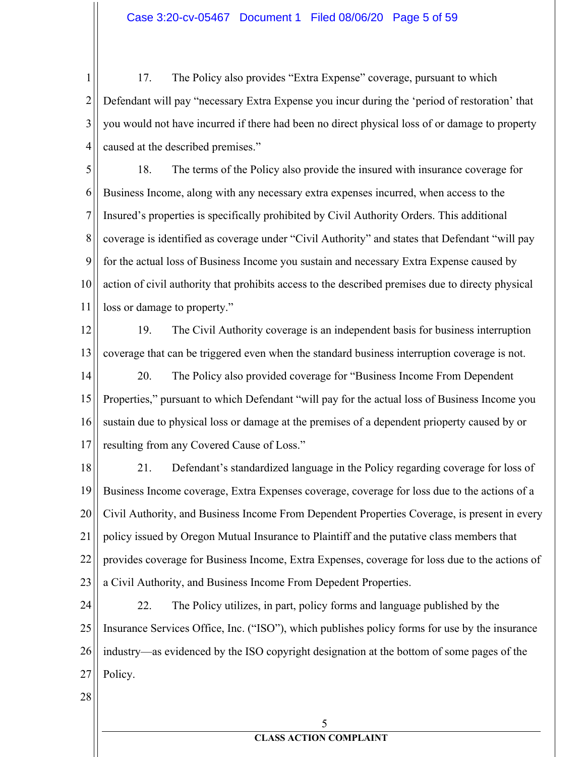17. The Policy also provides "Extra Expense" coverage, pursuant to which Defendant will pay "necessary Extra Expense you incur during the 'period of restoration' that you would not have incurred if there had been no direct physical loss of or damage to property caused at the described premises."

18. The terms of the Policy also provide the insured with insurance coverage for Business Income, along with any necessary extra expenses incurred, when access to the Insured's properties is specifically prohibited by Civil Authority Orders. This additional coverage is identified as coverage under "Civil Authority" and states that Defendant "will pay for the actual loss of Business Income you sustain and necessary Extra Expense caused by action of civil authority that prohibits access to the described premises due to directy physical loss or damage to property."

19. The Civil Authority coverage is an independent basis for business interruption coverage that can be triggered even when the standard business interruption coverage is not.

20. The Policy also provided coverage for "Business Income From Dependent Properties," pursuant to which Defendant "will pay for the actual loss of Business Income you sustain due to physical loss or damage at the premises of a dependent prioperty caused by or resulting from any Covered Cause of Loss."

21. Defendant's standardized language in the Policy regarding coverage for loss of Business Income coverage, Extra Expenses coverage, coverage for loss due to the actions of a Civil Authority, and Business Income From Dependent Properties Coverage, is present in every policy issued by Oregon Mutual Insurance to Plaintiff and the putative class members that provides coverage for Business Income, Extra Expenses, coverage for loss due to the actions of a Civil Authority, and Business Income From Depedent Properties.

22. The Policy utilizes, in part, policy forms and language published by the Insurance Services Office, Inc. ("ISO"), which publishes policy forms for use by the insurance industry—as evidenced by the ISO copyright designation at the bottom of some pages of the Policy.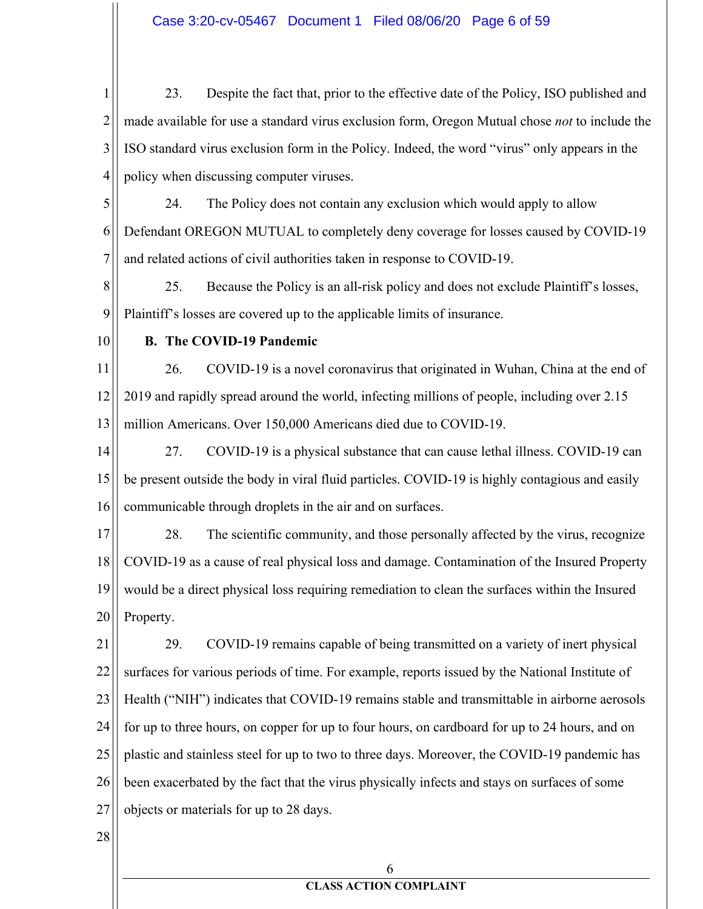23. Despite the fact that, prior to the effective date of the Policy, ISO published and made available for use a standard virus exclusion form, Oregon Mutual chose *not* to include the ISO standard virus exclusion form in the Policy. Indeed, the word "virus" only appears in the policy when discussing computer viruses.

24. The Policy does not contain any exclusion which would apply to allow Defendant OREGON MUTUAL to completely deny coverage for losses caused by COVID-19 and related actions of civil authorities taken in response to COVID-19.

25. Because the Policy is an all-risk policy and does not exclude Plaintiff's losses, Plaintiff's losses are covered up to the applicable limits of insurance.

**B. The COVID-19 Pandemic**

26. COVID-19 is a novel coronavirus that originated in Wuhan, China at the end of 2019 and rapidly spread around the world, infecting millions of people, including over 2.15 million Americans. Over 150,000 Americans died due to COVID-19.

27. COVID-19 is a physical substance that can cause lethal illness. COVID-19 can be present outside the body in viral fluid particles. COVID-19 is highly contagious and easily communicable through droplets in the air and on surfaces.

28. The scientific community, and those personally affected by the virus, recognize COVID-19 as a cause of real physical loss and damage. Contamination of the Insured Property would be a direct physical loss requiring remediation to clean the surfaces within the Insured Property.

29. COVID-19 remains capable of being transmitted on a variety of inert physical surfaces for various periods of time. For example, reports issued by the National Institute of Health ("NIH") indicates that COVID-19 remains stable and transmittable in airborne aerosols for up to three hours, on copper for up to four hours, on cardboard for up to 24 hours, and on plastic and stainless steel for up to two to three days. Moreover, the COVID-19 pandemic has been exacerbated by the fact that the virus physically infects and stays on surfaces of some objects or materials for up to 28 days.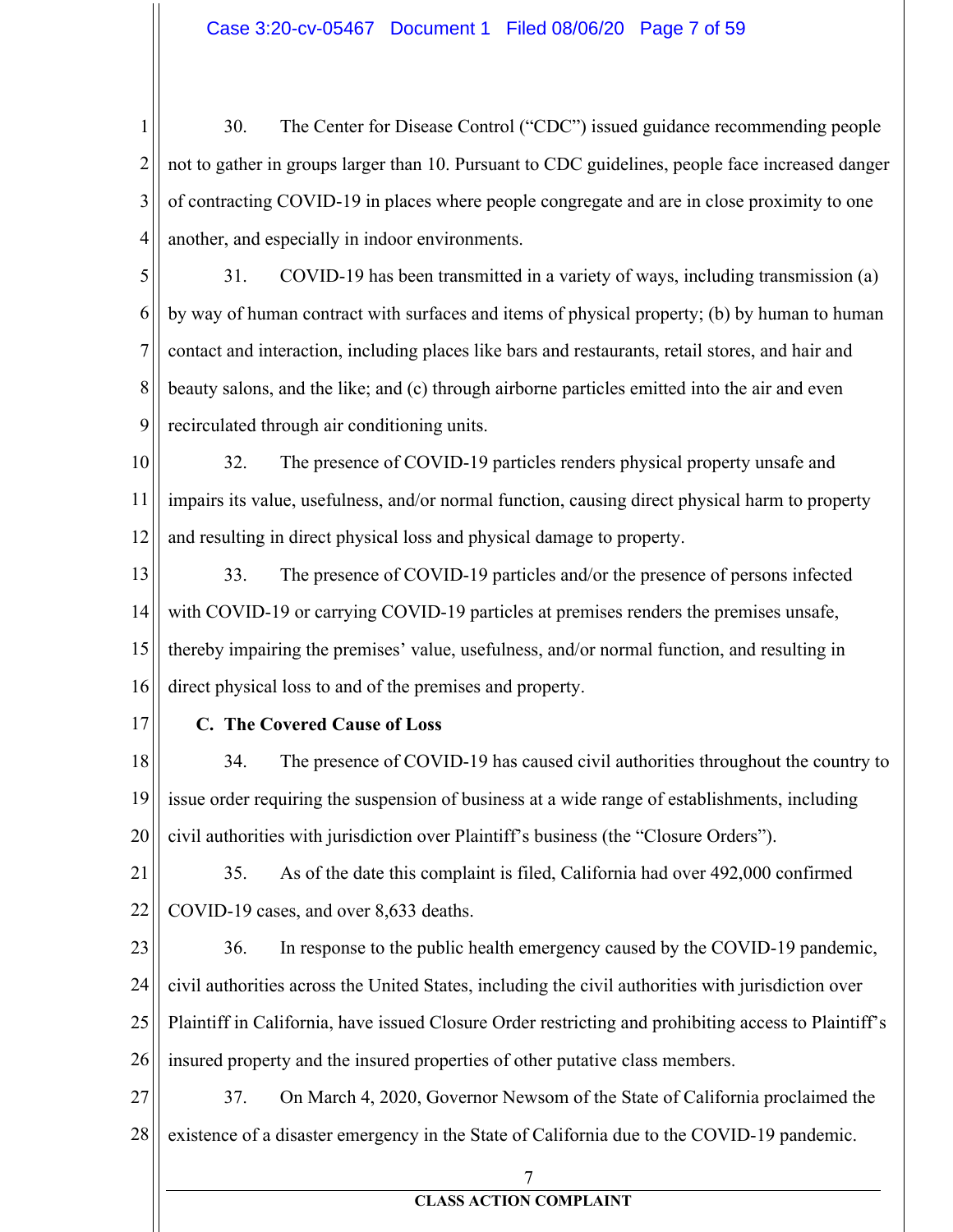30. The Center for Disease Control ("CDC") issued guidance recommending people not to gather in groups larger than 10. Pursuant to CDC guidelines, people face increased danger of contracting COVID-19 in places where people congregate and are in close proximity to one another, and especially in indoor environments.

31. COVID-19 has been transmitted in a variety of ways, including transmission (a) by way of human contract with surfaces and items of physical property; (b) by human to human contact and interaction, including places like bars and restaurants, retail stores, and hair and beauty salons, and the like; and (c) through airborne particles emitted into the air and even recirculated through air conditioning units.

32. The presence of COVID-19 particles renders physical property unsafe and impairs its value, usefulness, and/or normal function, causing direct physical harm to property and resulting in direct physical loss and physical damage to property.

33. The presence of COVID-19 particles and/or the presence of persons infected with COVID-19 or carrying COVID-19 particles at premises renders the premises unsafe, thereby impairing the premises' value, usefulness, and/or normal function, and resulting in direct physical loss to and of the premises and property.

### C. The Covered Cause of Loss

34. The presence of COVID-19 has caused civil authorities throughout the country to issue order requiring the suspension of business at a wide range of establishments, including civil authorities with jurisdiction over Plaintiff's business (the "Closure Orders").

35. As of the date this complaint is filed, California had over 492,000 confirmed COVID-19 cases, and over 8,633 deaths.

36. In response to the public health emergency caused by the COVID-19 pandemic, civil authorities across the United States, including the civil authorities with jurisdiction over Plaintiff in California, have issued Closure Order restricting and prohibiting access to Plaintiff's insured property and the insured properties of other putative class members.

37. On March 4, 2020, Governor Newsom of the State of California proclaimed the existence of a disaster emergency in the State of California due to the COVID-19 pandemic.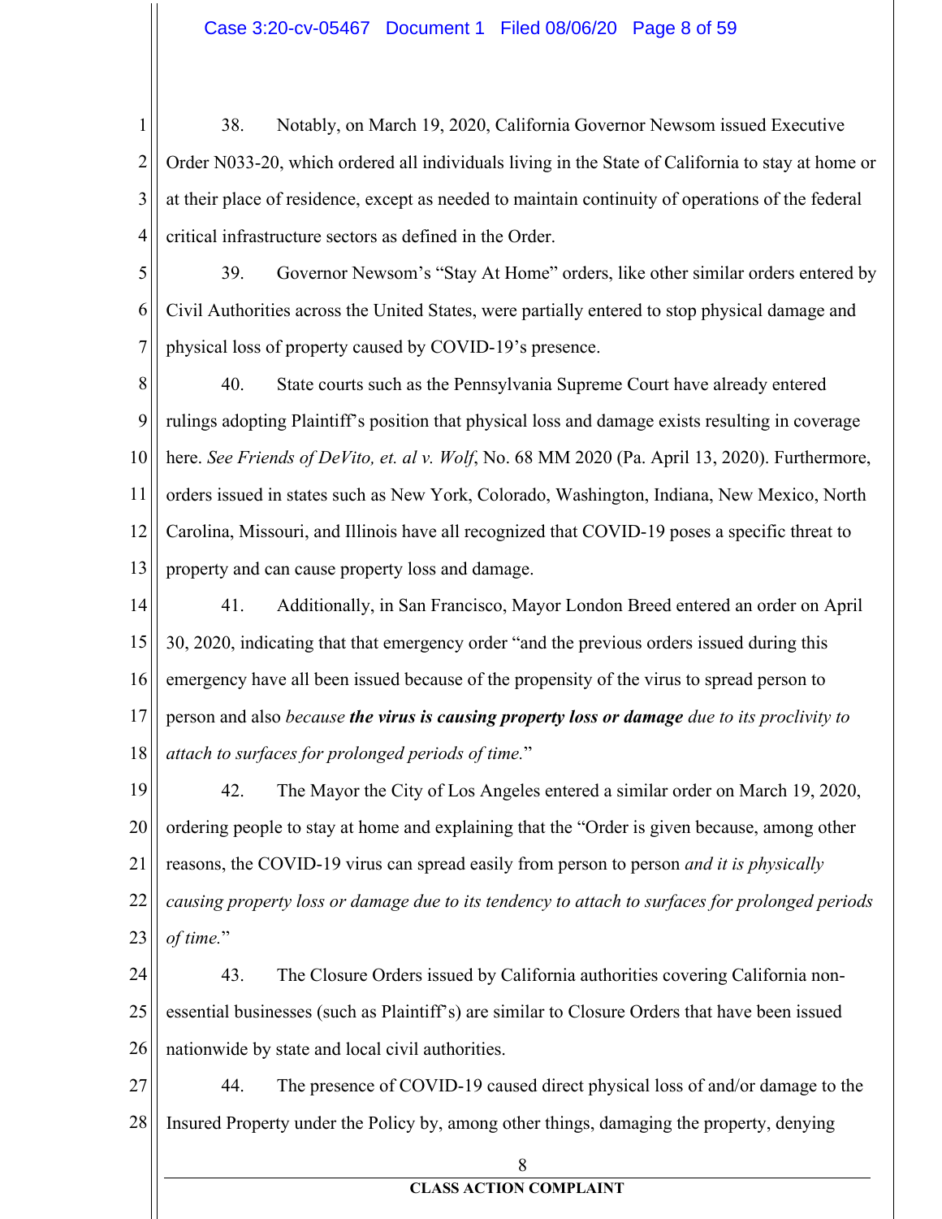38. Notably, on March 19, 2020, California Governor Newsom issued Executive Order N033-20, which ordered all individuals living in the State of California to stay at home or at their place of residence, except as needed to maintain continuity of operations of the federal critical infrastructure sectors as defined in the Order.

39. Governor Newsom's "Stay At Home" orders, like other similar orders entered by Civil Authorities across the United States, were partially entered to stop physical damage and physical loss of property caused by COVID-19's presence.

40. State courts such as the Pennsylvania Supreme Court have already entered rulings adopting Plaintiff's position that physical loss and damage exists resulting in coverage here. *See Friends of DeVito, et. al v. Wolf*, No. 68 MM 2020 (Pa. April 13, 2020). Furthermore, orders issued in states such as New York, Colorado, Washington, Indiana, New Mexico, North Carolina, Missouri, and Illinois have all recognized that COVID-19 poses a specific threat to property and can cause property loss and damage.

41. Additionally, in San Francisco, Mayor London Breed entered an order on April 30, 2020, indicating that that emergency order "and the previous orders issued during this emergency have all been issued because of the propensity of the virus to spread person to person and also *because **the virus is causing property loss or damage** due to its proclivity to attach to surfaces for prolonged periods of time.*"

42. The Mayor the City of Los Angeles entered a similar order on March 19, 2020, ordering people to stay at home and explaining that the "Order is given because, among other reasons, the COVID-19 virus can spread easily from person to person *and it is physically causing property loss or damage due to its tendency to attach to surfaces for prolonged periods of time.*"

43. The Closure Orders issued by California authorities covering California non-essential businesses (such as Plaintiff's) are similar to Closure Orders that have been issued nationwide by state and local civil authorities.

44. The presence of COVID-19 caused direct physical loss of and/or damage to the Insured Property under the Policy by, among other things, damaging the property, denying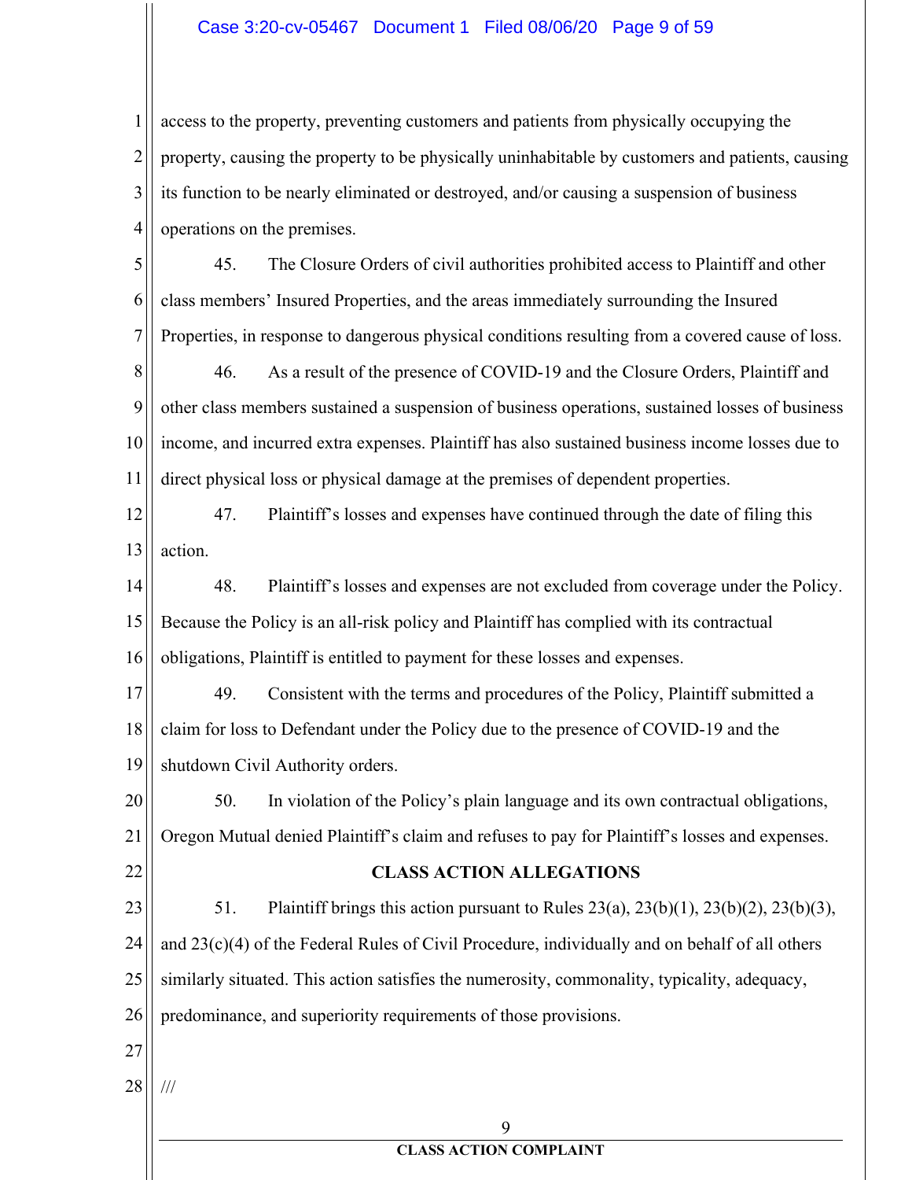access to the property, preventing customers and patients from physically occupying the property, causing the property to be physically uninhabitable by customers and patients, causing its function to be nearly eliminated or destroyed, and/or causing a suspension of business operations on the premises.

45. The Closure Orders of civil authorities prohibited access to Plaintiff and other class members' Insured Properties, and the areas immediately surrounding the Insured Properties, in response to dangerous physical conditions resulting from a covered cause of loss.

46. As a result of the presence of COVID-19 and the Closure Orders, Plaintiff and other class members sustained a suspension of business operations, sustained losses of business income, and incurred extra expenses. Plaintiff has also sustained business income losses due to direct physical loss or physical damage at the premises of dependent properties.

47. Plaintiff's losses and expenses have continued through the date of filing this action.

48. Plaintiff's losses and expenses are not excluded from coverage under the Policy. Because the Policy is an all-risk policy and Plaintiff has complied with its contractual obligations, Plaintiff is entitled to payment for these losses and expenses.

49. Consistent with the terms and procedures of the Policy, Plaintiff submitted a claim for loss to Defendant under the Policy due to the presence of COVID-19 and the shutdown Civil Authority orders.

50. In violation of the Policy's plain language and its own contractual obligations, Oregon Mutual denied Plaintiff's claim and refuses to pay for Plaintiff's losses and expenses.

## CLASS ACTION ALLEGATIONS

51. Plaintiff brings this action pursuant to Rules 23(a), 23(b)(1), 23(b)(2), 23(b)(3), and 23(c)(4) of the Federal Rules of Civil Procedure, individually and on behalf of all others similarly situated. This action satisfies the numerosity, commonality, typicality, adequacy, predominance, and superiority requirements of those provisions.

///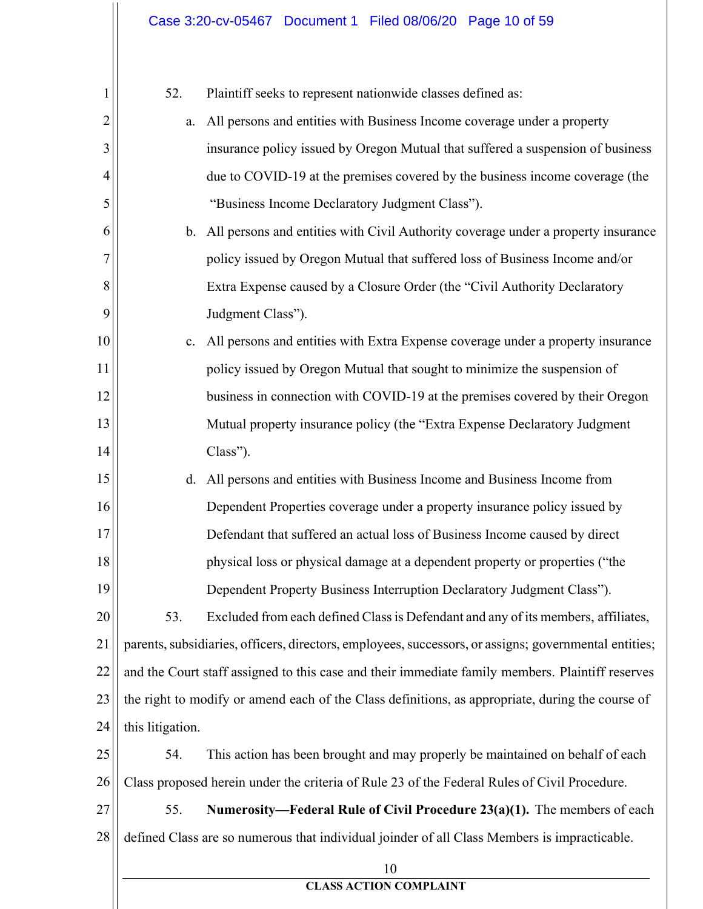52. Plaintiff seeks to represent nationwide classes defined as:

a. All persons and entities with Business Income coverage under a property insurance policy issued by Oregon Mutual that suffered a suspension of business due to COVID-19 at the premises covered by the business income coverage (the "Business Income Declaratory Judgment Class").

b. All persons and entities with Civil Authority coverage under a property insurance policy issued by Oregon Mutual that suffered loss of Business Income and/or Extra Expense caused by a Closure Order (the "Civil Authority Declaratory Judgment Class").

c. All persons and entities with Extra Expense coverage under a property insurance policy issued by Oregon Mutual that sought to minimize the suspension of business in connection with COVID-19 at the premises covered by their Oregon Mutual property insurance policy (the "Extra Expense Declaratory Judgment Class").

d. All persons and entities with Business Income and Business Income from Dependent Properties coverage under a property insurance policy issued by Defendant that suffered an actual loss of Business Income caused by direct physical loss or physical damage at a dependent property or properties ("the Dependent Property Business Interruption Declaratory Judgment Class").

53. Excluded from each defined Class is Defendant and any of its members, affiliates, parents, subsidiaries, officers, directors, employees, successors, or assigns; governmental entities; and the Court staff assigned to this case and their immediate family members. Plaintiff reserves the right to modify or amend each of the Class definitions, as appropriate, during the course of this litigation.

54. This action has been brought and may properly be maintained on behalf of each Class proposed herein under the criteria of Rule 23 of the Federal Rules of Civil Procedure.

55. **Numerosity—Federal Rule of Civil Procedure 23(a)(1).** The members of each defined Class are so numerous that individual joinder of all Class Members is impracticable.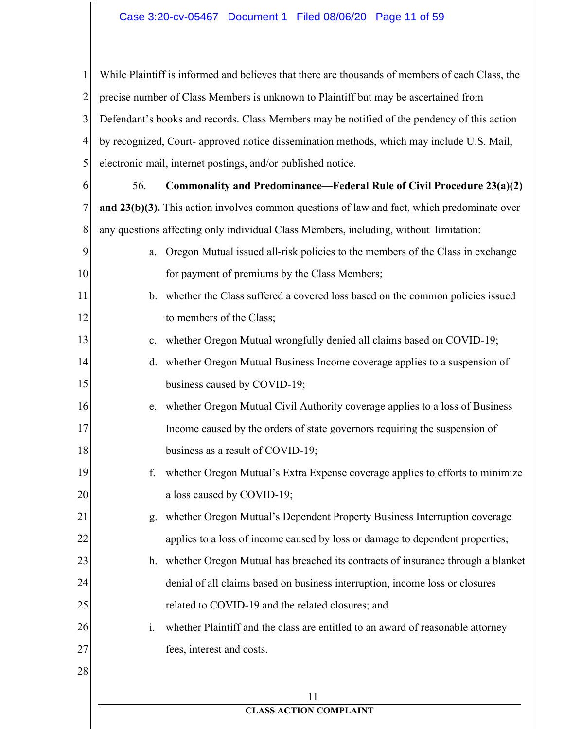While Plaintiff is informed and believes that there are thousands of members of each Class, the precise number of Class Members is unknown to Plaintiff but may be ascertained from Defendant's books and records. Class Members may be notified of the pendency of this action by recognized, Court- approved notice dissemination methods, which may include U.S. Mail, electronic mail, internet postings, and/or published notice.

56. **Commonality and Predominance—Federal Rule of Civil Procedure 23(a)(2) and 23(b)(3).** This action involves common questions of law and fact, which predominate over any questions affecting only individual Class Members, including, without limitation:

a. Oregon Mutual issued all-risk policies to the members of the Class in exchange for payment of premiums by the Class Members;

b. whether the Class suffered a covered loss based on the common policies issued to members of the Class;

c. whether Oregon Mutual wrongfully denied all claims based on COVID-19;

d. whether Oregon Mutual Business Income coverage applies to a suspension of business caused by COVID-19;

e. whether Oregon Mutual Civil Authority coverage applies to a loss of Business Income caused by the orders of state governors requiring the suspension of business as a result of COVID-19;

f. whether Oregon Mutual's Extra Expense coverage applies to efforts to minimize a loss caused by COVID-19;

g. whether Oregon Mutual's Dependent Property Business Interruption coverage applies to a loss of income caused by loss or damage to dependent properties;

h. whether Oregon Mutual has breached its contracts of insurance through a blanket denial of all claims based on business interruption, income loss or closures related to COVID-19 and the related closures; and

i. whether Plaintiff and the class are entitled to an award of reasonable attorney fees, interest and costs.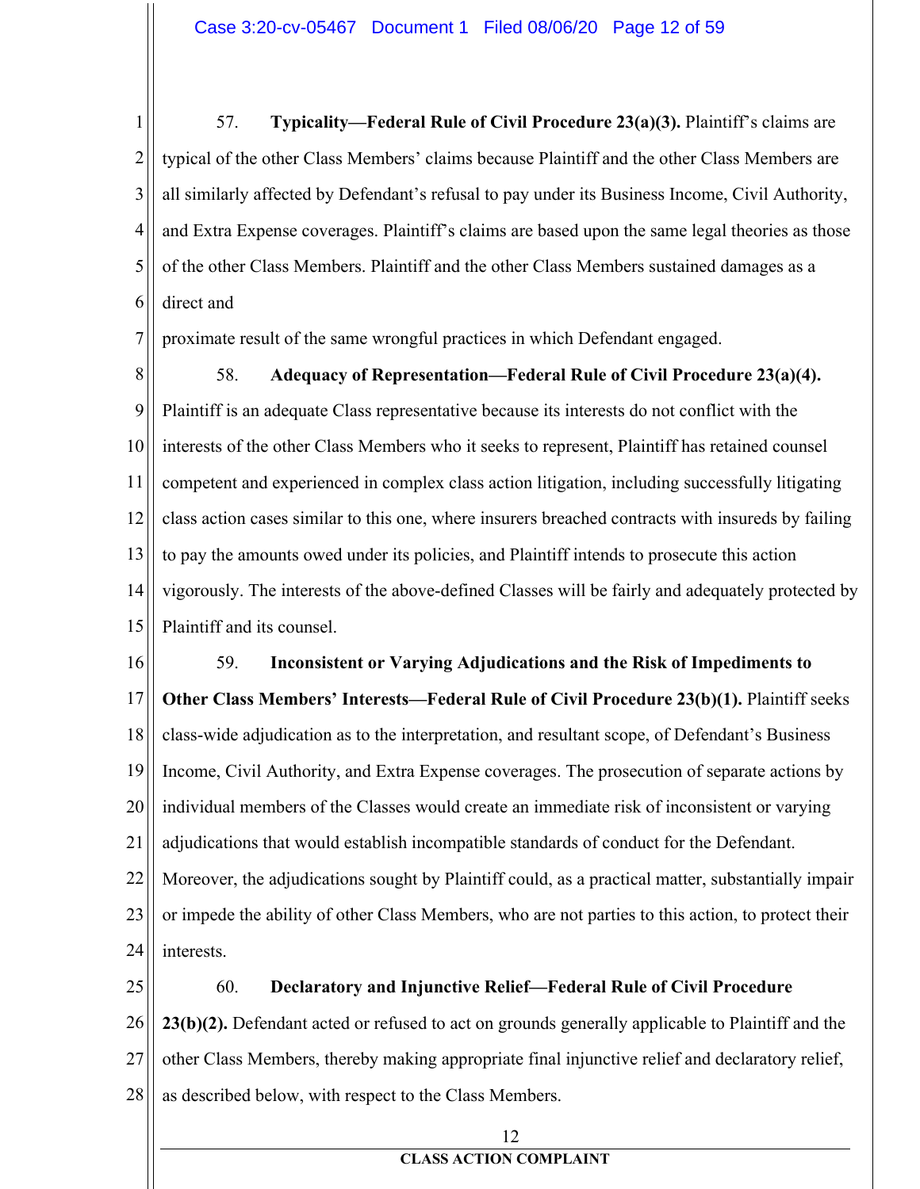57. **Typicality—Federal Rule of Civil Procedure 23(a)(3).** Plaintiff's claims are typical of the other Class Members' claims because Plaintiff and the other Class Members are all similarly affected by Defendant's refusal to pay under its Business Income, Civil Authority, and Extra Expense coverages. Plaintiff's claims are based upon the same legal theories as those of the other Class Members. Plaintiff and the other Class Members sustained damages as a direct and proximate result of the same wrongful practices in which Defendant engaged.

58. **Adequacy of Representation—Federal Rule of Civil Procedure 23(a)(4).** Plaintiff is an adequate Class representative because its interests do not conflict with the interests of the other Class Members who it seeks to represent, Plaintiff has retained counsel competent and experienced in complex class action litigation, including successfully litigating class action cases similar to this one, where insurers breached contracts with insureds by failing to pay the amounts owed under its policies, and Plaintiff intends to prosecute this action vigorously. The interests of the above-defined Classes will be fairly and adequately protected by Plaintiff and its counsel.

59. **Inconsistent or Varying Adjudications and the Risk of Impediments to Other Class Members' Interests—Federal Rule of Civil Procedure 23(b)(1).** Plaintiff seeks class-wide adjudication as to the interpretation, and resultant scope, of Defendant's Business Income, Civil Authority, and Extra Expense coverages. The prosecution of separate actions by individual members of the Classes would create an immediate risk of inconsistent or varying adjudications that would establish incompatible standards of conduct for the Defendant. Moreover, the adjudications sought by Plaintiff could, as a practical matter, substantially impair or impede the ability of other Class Members, who are not parties to this action, to protect their interests.

60. **Declaratory and Injunctive Relief—Federal Rule of Civil Procedure 23(b)(2).** Defendant acted or refused to act on grounds generally applicable to Plaintiff and the other Class Members, thereby making appropriate final injunctive relief and declaratory relief, as described below, with respect to the Class Members.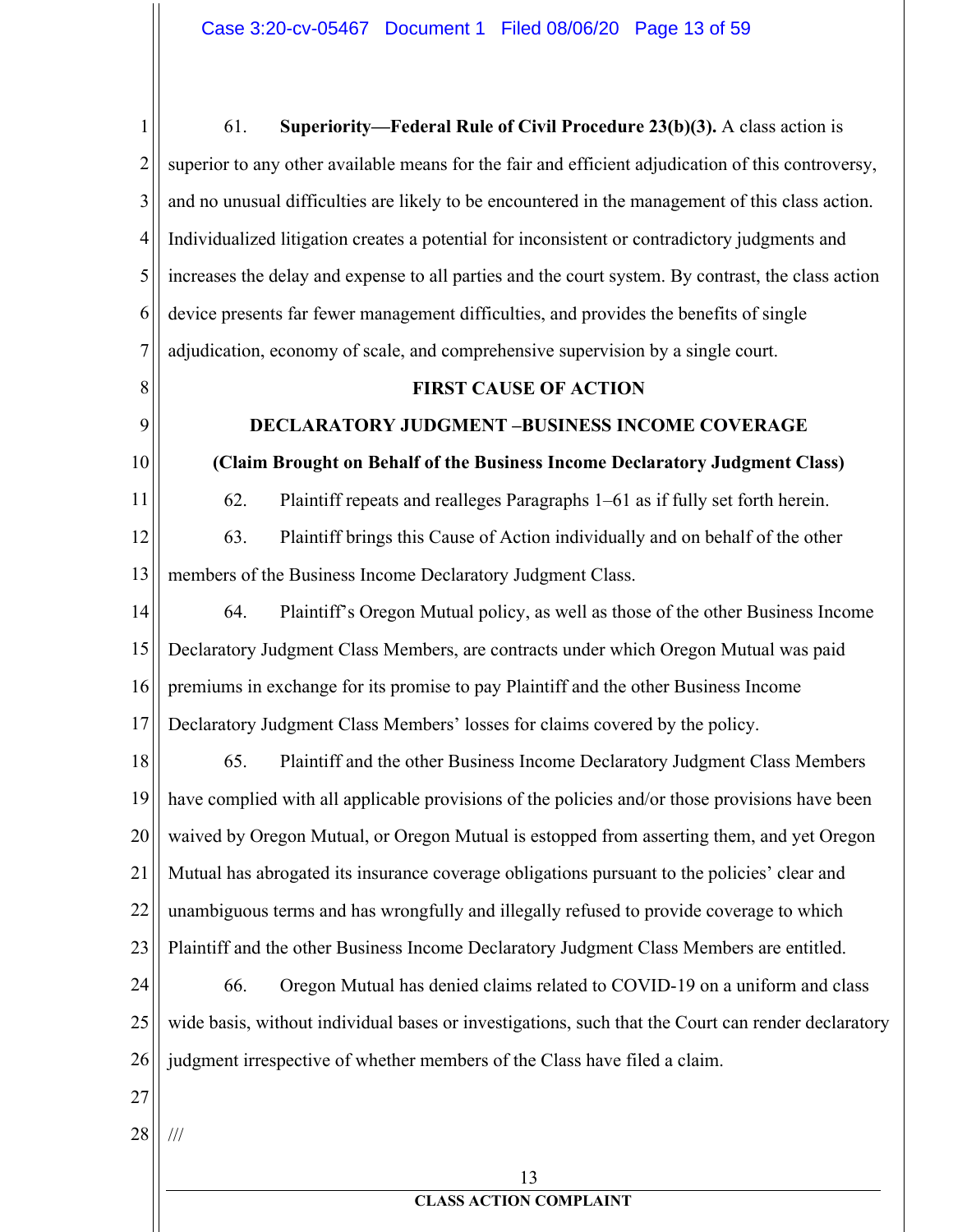61. **Superiority—Federal Rule of Civil Procedure 23(b)(3).** A class action is superior to any other available means for the fair and efficient adjudication of this controversy, and no unusual difficulties are likely to be encountered in the management of this class action. Individualized litigation creates a potential for inconsistent or contradictory judgments and increases the delay and expense to all parties and the court system. By contrast, the class action device presents far fewer management difficulties, and provides the benefits of single adjudication, economy of scale, and comprehensive supervision by a single court.

**FIRST CAUSE OF ACTION**

**DECLARATORY JUDGMENT –BUSINESS INCOME COVERAGE**

**(Claim Brought on Behalf of the Business Income Declaratory Judgment Class)**

62. Plaintiff repeats and realleges Paragraphs 1–61 as if fully set forth herein.

63. Plaintiff brings this Cause of Action individually and on behalf of the other members of the Business Income Declaratory Judgment Class.

64. Plaintiff's Oregon Mutual policy, as well as those of the other Business Income Declaratory Judgment Class Members, are contracts under which Oregon Mutual was paid premiums in exchange for its promise to pay Plaintiff and the other Business Income Declaratory Judgment Class Members' losses for claims covered by the policy.

65. Plaintiff and the other Business Income Declaratory Judgment Class Members have complied with all applicable provisions of the policies and/or those provisions have been waived by Oregon Mutual, or Oregon Mutual is estopped from asserting them, and yet Oregon Mutual has abrogated its insurance coverage obligations pursuant to the policies' clear and unambiguous terms and has wrongfully and illegally refused to provide coverage to which Plaintiff and the other Business Income Declaratory Judgment Class Members are entitled.

66. Oregon Mutual has denied claims related to COVID-19 on a uniform and class wide basis, without individual bases or investigations, such that the Court can render declaratory judgment irrespective of whether members of the Class have filed a claim.

///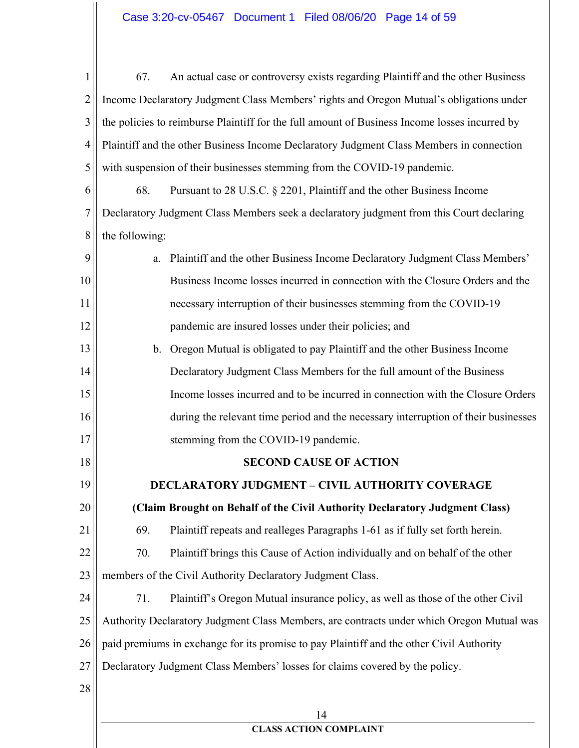67. An actual case or controversy exists regarding Plaintiff and the other Business Income Declaratory Judgment Class Members' rights and Oregon Mutual's obligations under the policies to reimburse Plaintiff for the full amount of Business Income losses incurred by Plaintiff and the other Business Income Declaratory Judgment Class Members in connection with suspension of their businesses stemming from the COVID-19 pandemic.

68. Pursuant to 28 U.S.C. § 2201, Plaintiff and the other Business Income Declaratory Judgment Class Members seek a declaratory judgment from this Court declaring the following:

a. Plaintiff and the other Business Income Declaratory Judgment Class Members' Business Income losses incurred in connection with the Closure Orders and the necessary interruption of their businesses stemming from the COVID-19 pandemic are insured losses under their policies; and

b. Oregon Mutual is obligated to pay Plaintiff and the other Business Income Declaratory Judgment Class Members for the full amount of the Business Income losses incurred and to be incurred in connection with the Closure Orders during the relevant time period and the necessary interruption of their businesses stemming from the COVID-19 pandemic.

## SECOND CAUSE OF ACTION

## DECLARATORY JUDGMENT – CIVIL AUTHORITY COVERAGE

**(Claim Brought on Behalf of the Civil Authority Declaratory Judgment Class)**

69. Plaintiff repeats and realleges Paragraphs 1-61 as if fully set forth herein.

70. Plaintiff brings this Cause of Action individually and on behalf of the other members of the Civil Authority Declaratory Judgment Class.

71. Plaintiff's Oregon Mutual insurance policy, as well as those of the other Civil Authority Declaratory Judgment Class Members, are contracts under which Oregon Mutual was paid premiums in exchange for its promise to pay Plaintiff and the other Civil Authority Declaratory Judgment Class Members' losses for claims covered by the policy.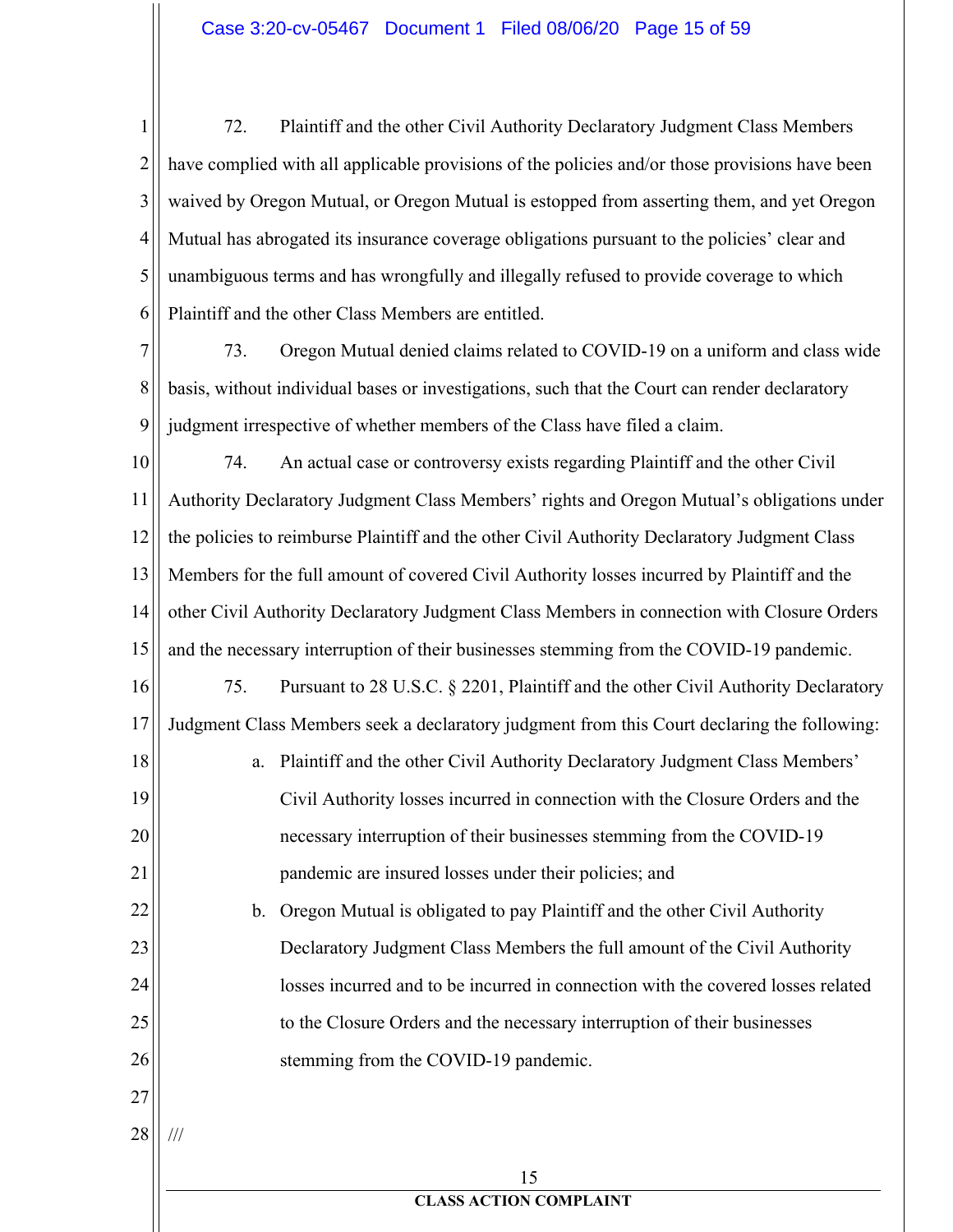72. Plaintiff and the other Civil Authority Declaratory Judgment Class Members have complied with all applicable provisions of the policies and/or those provisions have been waived by Oregon Mutual, or Oregon Mutual is estopped from asserting them, and yet Oregon Mutual has abrogated its insurance coverage obligations pursuant to the policies' clear and unambiguous terms and has wrongfully and illegally refused to provide coverage to which Plaintiff and the other Class Members are entitled.

73. Oregon Mutual denied claims related to COVID-19 on a uniform and class wide basis, without individual bases or investigations, such that the Court can render declaratory judgment irrespective of whether members of the Class have filed a claim.

74. An actual case or controversy exists regarding Plaintiff and the other Civil Authority Declaratory Judgment Class Members' rights and Oregon Mutual's obligations under the policies to reimburse Plaintiff and the other Civil Authority Declaratory Judgment Class Members for the full amount of covered Civil Authority losses incurred by Plaintiff and the other Civil Authority Declaratory Judgment Class Members in connection with Closure Orders and the necessary interruption of their businesses stemming from the COVID-19 pandemic.

75. Pursuant to 28 U.S.C. § 2201, Plaintiff and the other Civil Authority Declaratory Judgment Class Members seek a declaratory judgment from this Court declaring the following:

a. Plaintiff and the other Civil Authority Declaratory Judgment Class Members' Civil Authority losses incurred in connection with the Closure Orders and the necessary interruption of their businesses stemming from the COVID-19 pandemic are insured losses under their policies; and

b. Oregon Mutual is obligated to pay Plaintiff and the other Civil Authority Declaratory Judgment Class Members the full amount of the Civil Authority losses incurred and to be incurred in connection with the covered losses related to the Closure Orders and the necessary interruption of their businesses stemming from the COVID-19 pandemic.

///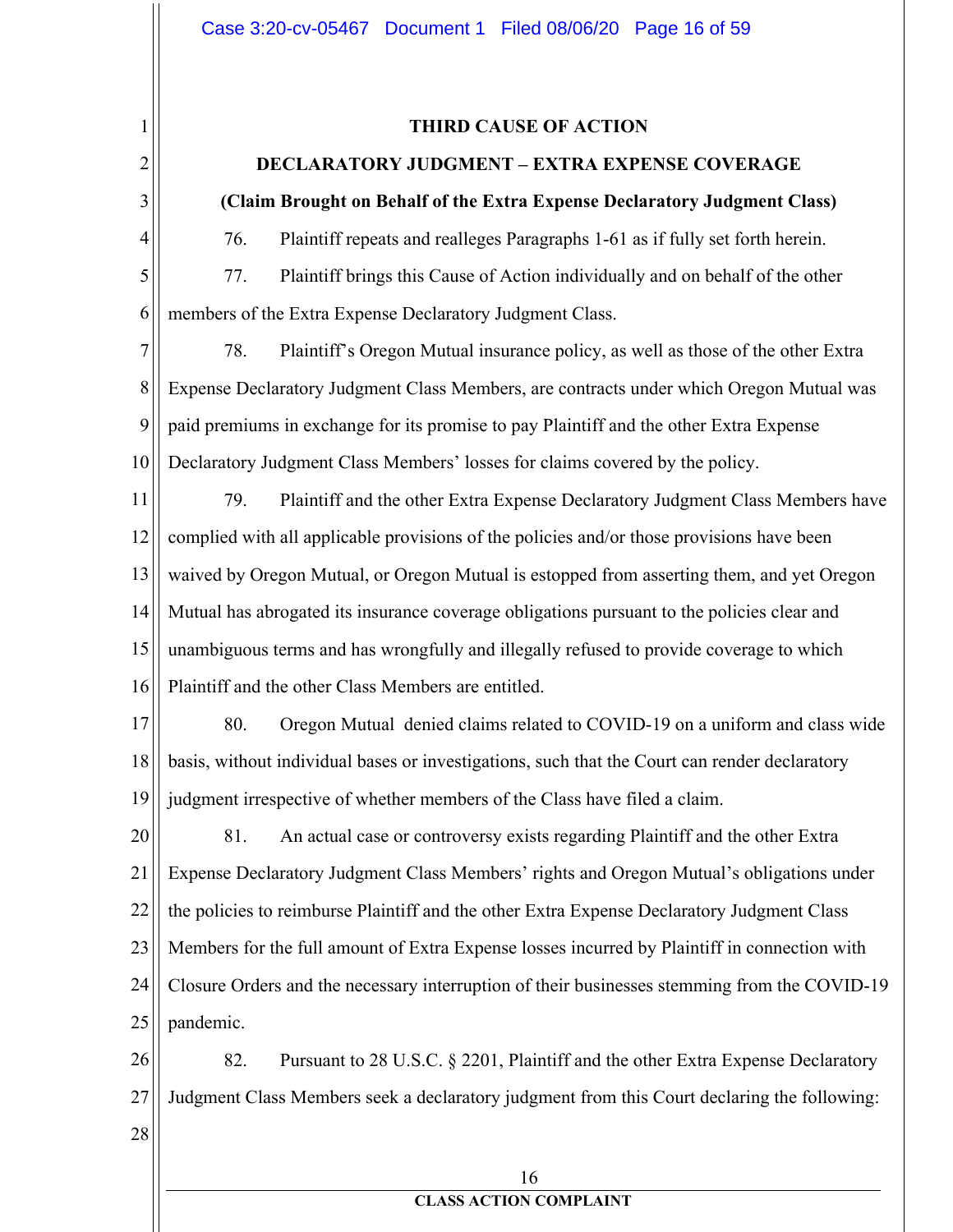## THIRD CAUSE OF ACTION

## DECLARATORY JUDGMENT – EXTRA EXPENSE COVERAGE

**(Claim Brought on Behalf of the Extra Expense Declaratory Judgment Class)**

76. Plaintiff repeats and realleges Paragraphs 1-61 as if fully set forth herein.

77. Plaintiff brings this Cause of Action individually and on behalf of the other members of the Extra Expense Declaratory Judgment Class.

78. Plaintiff's Oregon Mutual insurance policy, as well as those of the other Extra Expense Declaratory Judgment Class Members, are contracts under which Oregon Mutual was paid premiums in exchange for its promise to pay Plaintiff and the other Extra Expense Declaratory Judgment Class Members' losses for claims covered by the policy.

79. Plaintiff and the other Extra Expense Declaratory Judgment Class Members have complied with all applicable provisions of the policies and/or those provisions have been waived by Oregon Mutual, or Oregon Mutual is estopped from asserting them, and yet Oregon Mutual has abrogated its insurance coverage obligations pursuant to the policies clear and unambiguous terms and has wrongfully and illegally refused to provide coverage to which Plaintiff and the other Class Members are entitled.

80. Oregon Mutual denied claims related to COVID-19 on a uniform and class wide basis, without individual bases or investigations, such that the Court can render declaratory judgment irrespective of whether members of the Class have filed a claim.

81. An actual case or controversy exists regarding Plaintiff and the other Extra Expense Declaratory Judgment Class Members' rights and Oregon Mutual's obligations under the policies to reimburse Plaintiff and the other Extra Expense Declaratory Judgment Class Members for the full amount of Extra Expense losses incurred by Plaintiff in connection with Closure Orders and the necessary interruption of their businesses stemming from the COVID-19 pandemic.

82. Pursuant to 28 U.S.C. § 2201, Plaintiff and the other Extra Expense Declaratory Judgment Class Members seek a declaratory judgment from this Court declaring the following: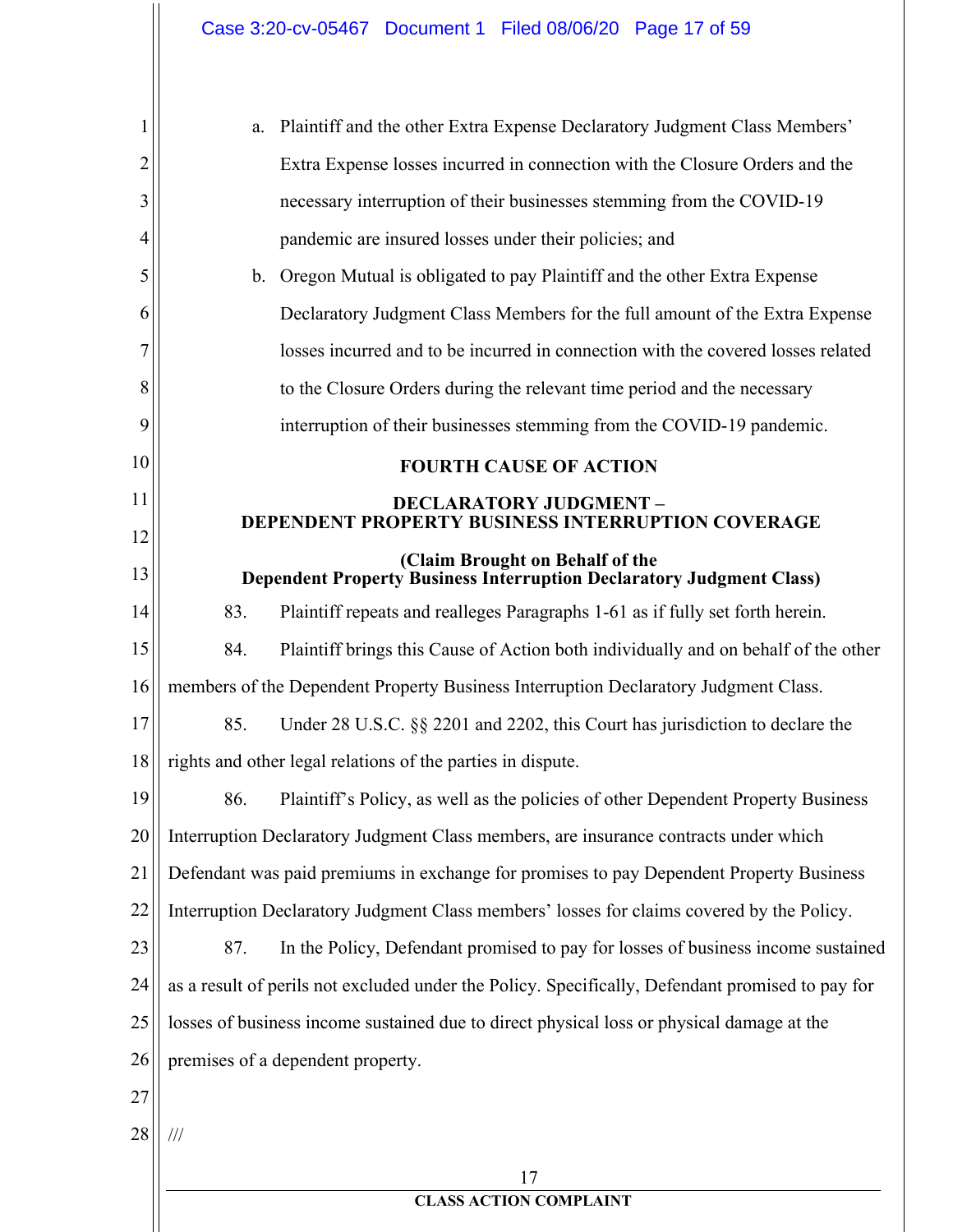a. Plaintiff and the other Extra Expense Declaratory Judgment Class Members' Extra Expense losses incurred in connection with the Closure Orders and the necessary interruption of their businesses stemming from the COVID-19 pandemic are insured losses under their policies; and

b. Oregon Mutual is obligated to pay Plaintiff and the other Extra Expense Declaratory Judgment Class Members for the full amount of the Extra Expense losses incurred and to be incurred in connection with the covered losses related to the Closure Orders during the relevant time period and the necessary interruption of their businesses stemming from the COVID-19 pandemic.

## FOURTH CAUSE OF ACTION

### DECLARATORY JUDGMENT – DEPENDENT PROPERTY BUSINESS INTERRUPTION COVERAGE

### (Claim Brought on Behalf of the Dependent Property Business Interruption Declaratory Judgment Class)

83. Plaintiff repeats and realleges Paragraphs 1-61 as if fully set forth herein.

84. Plaintiff brings this Cause of Action both individually and on behalf of the other members of the Dependent Property Business Interruption Declaratory Judgment Class.

85. Under 28 U.S.C. §§ 2201 and 2202, this Court has jurisdiction to declare the rights and other legal relations of the parties in dispute.

86. Plaintiff's Policy, as well as the policies of other Dependent Property Business Interruption Declaratory Judgment Class members, are insurance contracts under which Defendant was paid premiums in exchange for promises to pay Dependent Property Business Interruption Declaratory Judgment Class members' losses for claims covered by the Policy.

87. In the Policy, Defendant promised to pay for losses of business income sustained as a result of perils not excluded under the Policy. Specifically, Defendant promised to pay for losses of business income sustained due to direct physical loss or physical damage at the premises of a dependent property.

///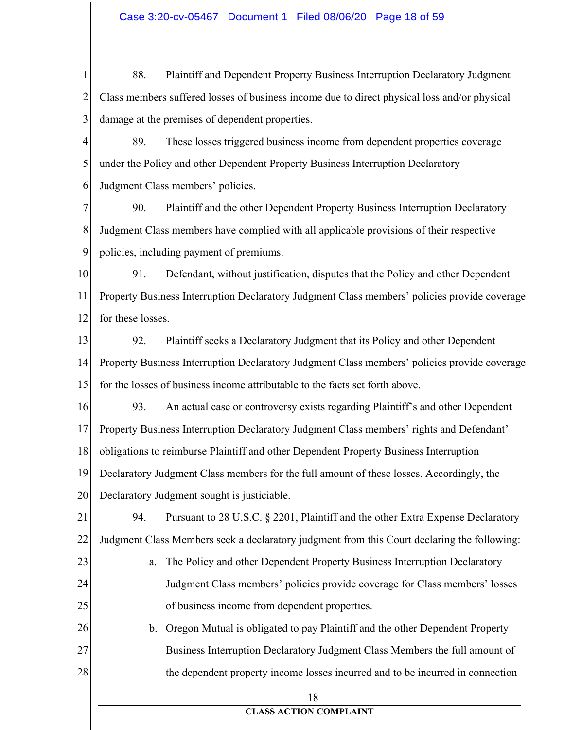88. Plaintiff and Dependent Property Business Interruption Declaratory Judgment Class members suffered losses of business income due to direct physical loss and/or physical damage at the premises of dependent properties.

89. These losses triggered business income from dependent properties coverage under the Policy and other Dependent Property Business Interruption Declaratory Judgment Class members' policies.

90. Plaintiff and the other Dependent Property Business Interruption Declaratory Judgment Class members have complied with all applicable provisions of their respective policies, including payment of premiums.

91. Defendant, without justification, disputes that the Policy and other Dependent Property Business Interruption Declaratory Judgment Class members' policies provide coverage for these losses.

92. Plaintiff seeks a Declaratory Judgment that its Policy and other Dependent Property Business Interruption Declaratory Judgment Class members' policies provide coverage for the losses of business income attributable to the facts set forth above.

93. An actual case or controversy exists regarding Plaintiff's and other Dependent Property Business Interruption Declaratory Judgment Class members' rights and Defendant' obligations to reimburse Plaintiff and other Dependent Property Business Interruption Declaratory Judgment Class members for the full amount of these losses. Accordingly, the Declaratory Judgment sought is justiciable.

94. Pursuant to 28 U.S.C. § 2201, Plaintiff and the other Extra Expense Declaratory Judgment Class Members seek a declaratory judgment from this Court declaring the following:

a. The Policy and other Dependent Property Business Interruption Declaratory Judgment Class members' policies provide coverage for Class members' losses of business income from dependent properties.

b. Oregon Mutual is obligated to pay Plaintiff and the other Dependent Property Business Interruption Declaratory Judgment Class Members the full amount of the dependent property income losses incurred and to be incurred in connection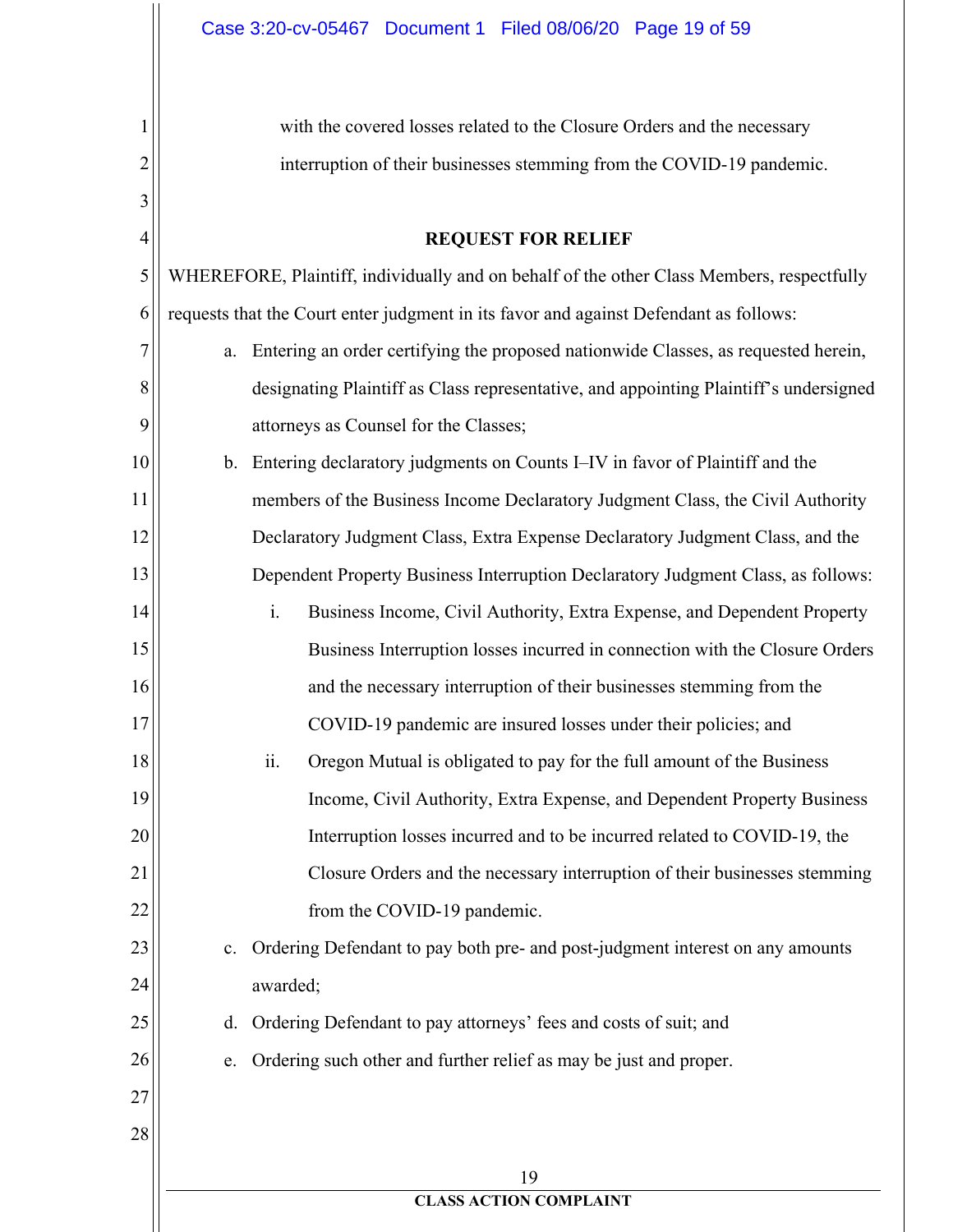with the covered losses related to the Closure Orders and the necessary interruption of their businesses stemming from the COVID-19 pandemic.

## REQUEST FOR RELIEF

WHEREFORE, Plaintiff, individually and on behalf of the other Class Members, respectfully requests that the Court enter judgment in its favor and against Defendant as follows:

a. Entering an order certifying the proposed nationwide Classes, as requested herein, designating Plaintiff as Class representative, and appointing Plaintiff's undersigned attorneys as Counsel for the Classes;

b. Entering declaratory judgments on Counts I–IV in favor of Plaintiff and the members of the Business Income Declaratory Judgment Class, the Civil Authority Declaratory Judgment Class, Extra Expense Declaratory Judgment Class, and the Dependent Property Business Interruption Declaratory Judgment Class, as follows:

   i. Business Income, Civil Authority, Extra Expense, and Dependent Property Business Interruption losses incurred in connection with the Closure Orders and the necessary interruption of their businesses stemming from the COVID-19 pandemic are insured losses under their policies; and

   ii. Oregon Mutual is obligated to pay for the full amount of the Business Income, Civil Authority, Extra Expense, and Dependent Property Business Interruption losses incurred and to be incurred related to COVID-19, the Closure Orders and the necessary interruption of their businesses stemming from the COVID-19 pandemic.

c. Ordering Defendant to pay both pre- and post-judgment interest on any amounts awarded;

d. Ordering Defendant to pay attorneys' fees and costs of suit; and

e. Ordering such other and further relief as may be just and proper.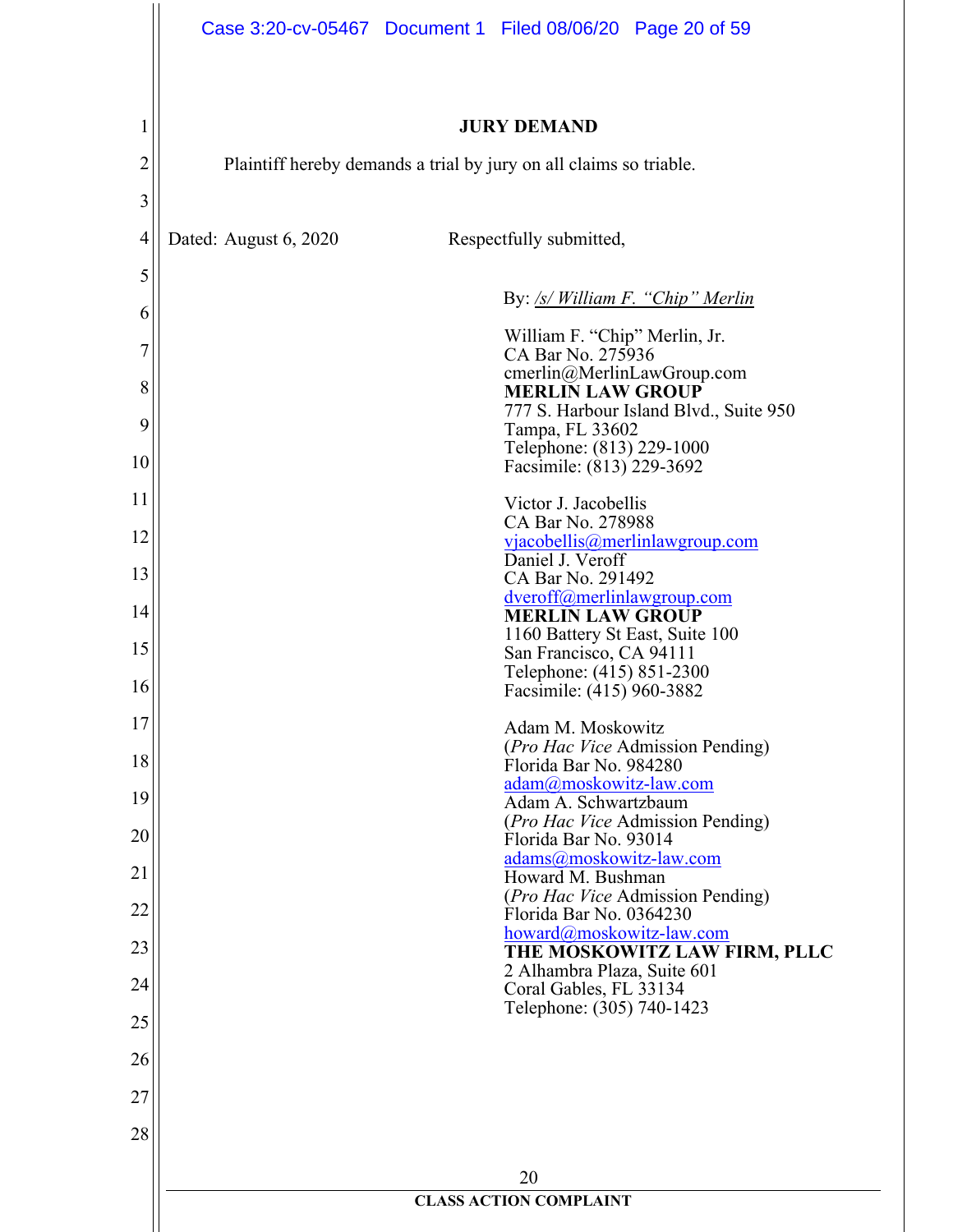## JURY DEMAND

Plaintiff hereby demands a trial by jury on all claims so triable.

Dated: August 6, 2020

Respectfully submitted,

By: */s/ William F. "Chip" Merlin*

William F. "Chip" Merlin, Jr.
CA Bar No. 275936
cmerlin@MerlinLawGroup.com
**MERLIN LAW GROUP**
777 S. Harbour Island Blvd., Suite 950
Tampa, FL 33602
Telephone: (813) 229-1000
Facsimile: (813) 229-3692

Victor J. Jacobellis
CA Bar No. 278988
vjacobellis@merlinlawgroup.com
Daniel J. Veroff
CA Bar No. 291492
dveroff@merlinlawgroup.com
**MERLIN LAW GROUP**
1160 Battery St East, Suite 100
San Francisco, CA 94111
Telephone: (415) 851-2300
Facsimile: (415) 960-3882

Adam M. Moskowitz
(*Pro Hac Vice* Admission Pending)
Florida Bar No. 984280
adam@moskowitz-law.com
Adam A. Schwartzbaum
(*Pro Hac Vice* Admission Pending)
Florida Bar No. 93014
adams@moskowitz-law.com
Howard M. Bushman
(*Pro Hac Vice* Admission Pending)
Florida Bar No. 0364230
howard@moskowitz-law.com
**THE MOSKOWITZ LAW FIRM, PLLC**
2 Alhambra Plaza, Suite 601
Coral Gables, FL 33134
Telephone: (305) 740-1423